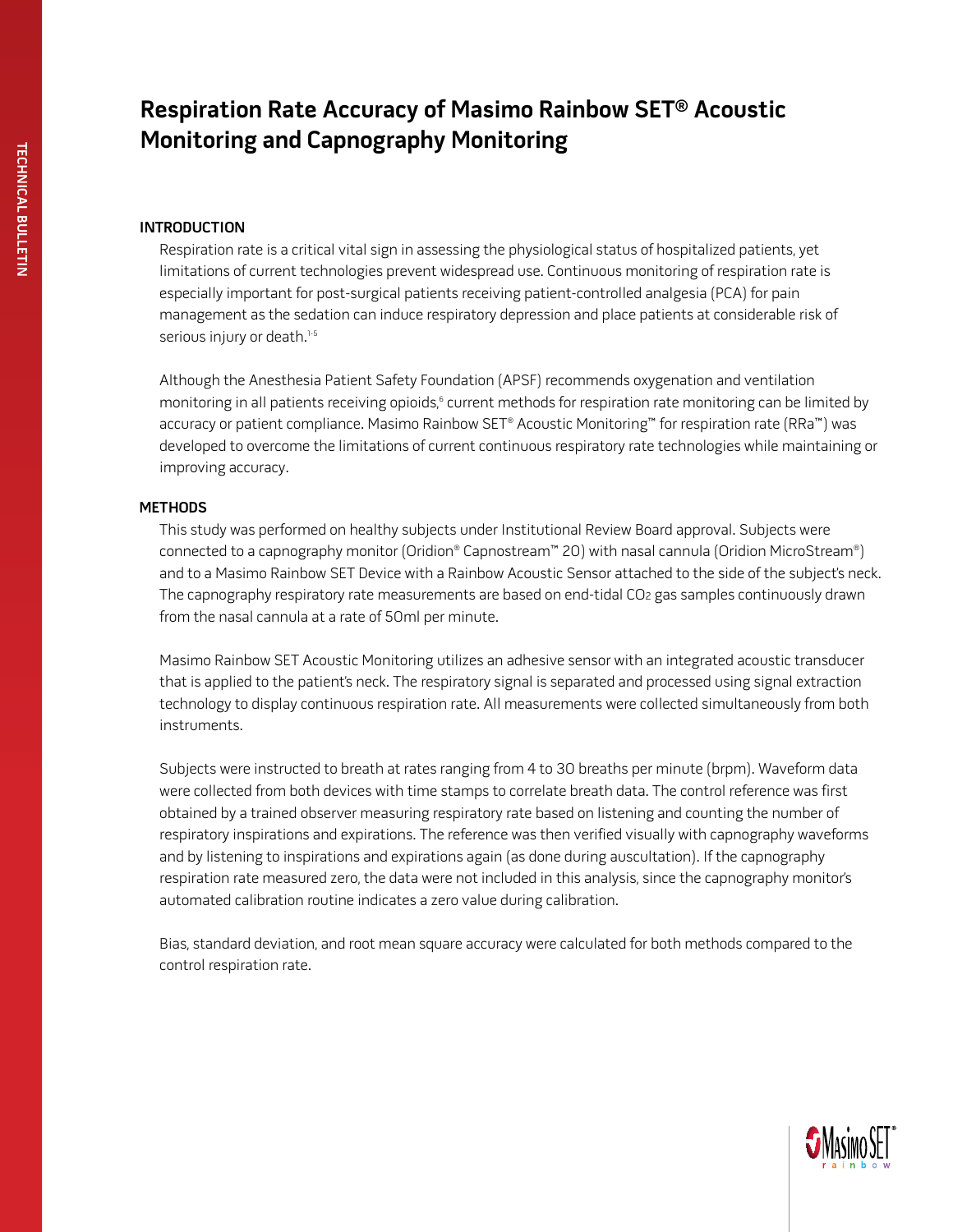# Respiration Rate Accuracy of Masimo Rainbow SET® Acoustic Monitoring and Capnography Monitoring

## INTRODUCTION

Respiration rate is a critical vital sign in assessing the physiological status of hospitalized patients, yet limitations of current technologies prevent widespread use. Continuous monitoring of respiration rate is especially important for post-surgical patients receiving patient-controlled analgesia (PCA) for pain management as the sedation can induce respiratory depression and place patients at considerable risk of serious injury or death.[1-5]

Although the Anesthesia Patient Safety Foundation (APSF) recommends oxygenation and ventilation monitoring in all patients receiving opioids,[6] current methods for respiration rate monitoring can be limited by accuracy or patient compliance. Masimo Rainbow SET® Acoustic Monitoring™ for respiration rate (RRa™) was developed to overcome the limitations of current continuous respiratory rate technologies while maintaining or improving accuracy.

## METHODS

This study was performed on healthy subjects under Institutional Review Board approval. Subjects were connected to a capnography monitor (Oridion® Capnostream™ 20) with nasal cannula (Oridion MicroStream®) and to a Masimo Rainbow SET Device with a Rainbow Acoustic Sensor attached to the side of the subject's neck. The capnography respiratory rate measurements are based on end-tidal $CO_2$ gas samples continuously drawn from the nasal cannula at a rate of 50ml per minute.

Masimo Rainbow SET Acoustic Monitoring utilizes an adhesive sensor with an integrated acoustic transducer that is applied to the patient's neck. The respiratory signal is separated and processed using signal extraction technology to display continuous respiration rate. All measurements were collected simultaneously from both instruments.

Subjects were instructed to breath at rates ranging from 4 to 30 breaths per minute (brpm). Waveform data were collected from both devices with time stamps to correlate breath data. The control reference was first obtained by a trained observer measuring respiratory rate based on listening and counting the number of respiratory inspirations and expirations. The reference was then verified visually with capnography waveforms and by listening to inspirations and expirations again (as done during auscultation). If the capnography respiration rate measured zero, the data were not included in this analysis, since the capnography monitor's automated calibration routine indicates a zero value during calibration.

Bias, standard deviation, and root mean square accuracy were calculated for both methods compared to the control respiration rate.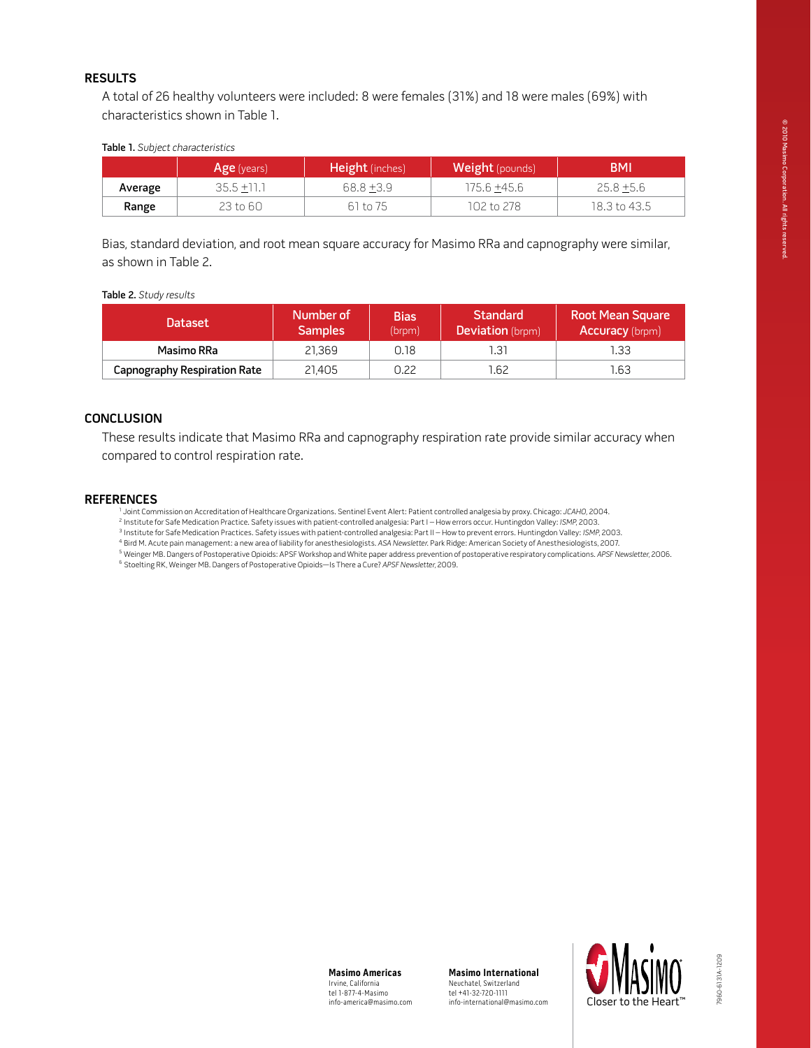## RESULTS

A total of 26 healthy volunteers were included: 8 were females (31%) and 18 were males (69%) with characteristics shown in Table 1.

**Table 1.** *Subject characteristics*

| | Age (years) | Height (inches) | Weight (pounds) | BMI |
|---|---|---|---|---|
| **Average** | 35.5 ±11.1 | 68.8 ±3.9 | 175.6 ±45.6 | 25.8 ±5.6 |
| **Range** | 23 to 60 | 61 to 75 | 102 to 278 | 18.3 to 43.5 |

Bias, standard deviation, and root mean square accuracy for Masimo RRa and capnography were similar, as shown in Table 2.

**Table 2.** *Study results*

| Dataset | Number of Samples | Bias (brpm) | Standard Deviation (brpm) | Root Mean Square Accuracy (brpm) |
|---|---|---|---|---|
| **Masimo RRa** | 21,369 | 0.18 | 1.31 | 1.33 |
| **Capnography Respiration Rate** | 21,405 | 0.22 | 1.62 | 1.63 |

## CONCLUSION

These results indicate that Masimo RRa and capnography respiration rate provide similar accuracy when compared to control respiration rate.

## REFERENCES

[1] Joint Commission on Accreditation of Healthcare Organizations. Sentinel Event Alert: Patient controlled analgesia by proxy. Chicago: *JCAHO*, 2004.
[2] Institute for Safe Medication Practice. Safety issues with patient-controlled analgesia: Part I – How errors occur. Huntingdon Valley: *ISMP*, 2003.
[3] Institute for Safe Medication Practices. Safety issues with patient-controlled analgesia: Part II – How to prevent errors. Huntingdon Valley: *ISMP*, 2003.
[4] Bird M. Acute pain management: a new area of liability for anesthesiologists. *ASA Newsletter.* Park Ridge: American Society of Anesthesiologists, 2007.
[5] Weinger MB. Dangers of Postoperative Opioids: APSF Workshop and White paper address prevention of postoperative respiratory complications. *APSF Newsletter*, 2006.
[6] Stoelting RK, Weinger MB. Dangers of Postoperative Opioids—Is There a Cure? *APSF Newsletter*, 2009.

**Masimo Americas**
Irvine, California
tel 1-877-4-Masimo
info-america@masimo.com

**Masimo International**
Neuchatel, Switzerland
tel +41-32-720-1111
info-international@masimo.com

Masimo
Closer to the Heart™

7960-6131A-1209

© 2010 Masimo Corporation. All rights reserved.